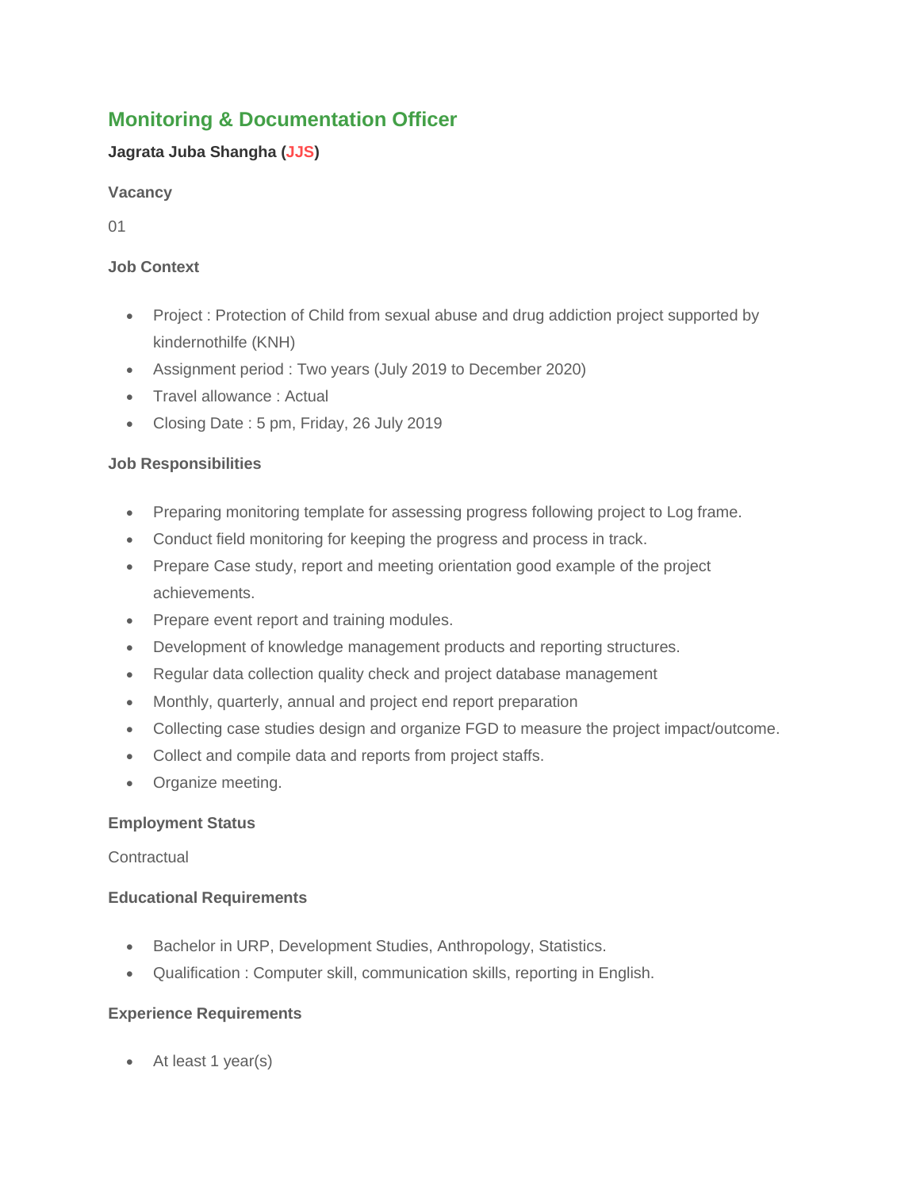## Monitoring & Documentation Officer

**Jagrata Juba Shangha (JJS)**

**Vacancy**

01

**Job Context**

- Project : Protection of Child from sexual abuse and drug addiction project supported by kindernothilfe (KNH)
- Assignment period : Two years (July 2019 to December 2020)
- Travel allowance : Actual
- Closing Date : 5 pm, Friday, 26 July 2019

**Job Responsibilities**

- Preparing monitoring template for assessing progress following project to Log frame.
- Conduct field monitoring for keeping the progress and process in track.
- Prepare Case study, report and meeting orientation good example of the project achievements.
- Prepare event report and training modules.
- Development of knowledge management products and reporting structures.
- Regular data collection quality check and project database management
- Monthly, quarterly, annual and project end report preparation
- Collecting case studies design and organize FGD to measure the project impact/outcome.
- Collect and compile data and reports from project staffs.
- Organize meeting.

**Employment Status**

Contractual

**Educational Requirements**

- Bachelor in URP, Development Studies, Anthropology, Statistics.
- Qualification : Computer skill, communication skills, reporting in English.

**Experience Requirements**

- At least 1 year(s)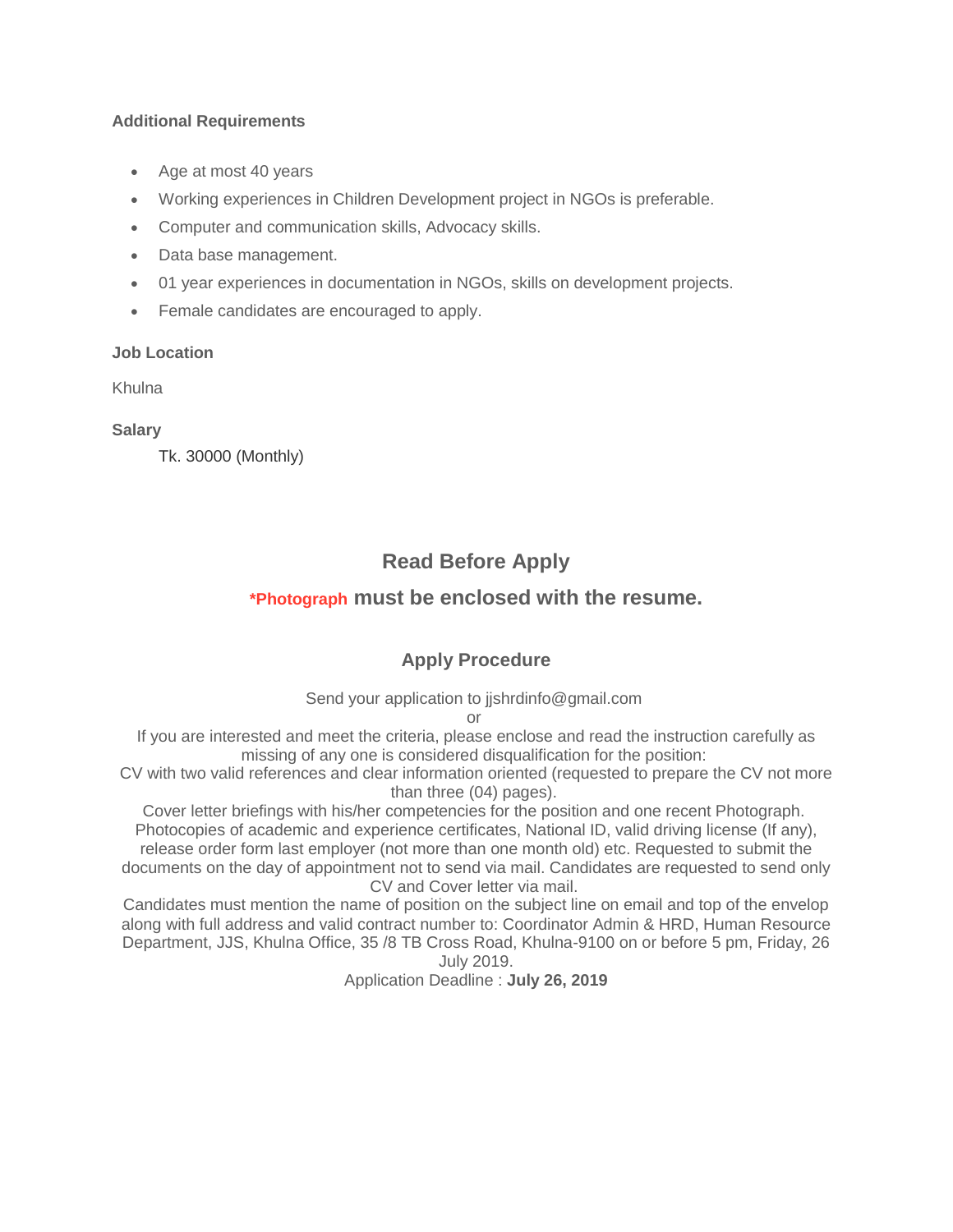### Additional Requirements

- Age at most 40 years
- Working experiences in Children Development project in NGOs is preferable.
- Computer and communication skills, Advocacy skills.
- Data base management.
- 01 year experiences in documentation in NGOs, skills on development projects.
- Female candidates are encouraged to apply.

### Job Location

Khulna

### Salary

Tk. 30000 (Monthly)

## Read Before Apply

### *Photograph must be enclosed with the resume.

### Apply Procedure

Send your application to jjshrdinfo@gmail.com

or

If you are interested and meet the criteria, please enclose and read the instruction carefully as missing of any one is considered disqualification for the position:

CV with two valid references and clear information oriented (requested to prepare the CV not more than three (04) pages).

Cover letter briefings with his/her competencies for the position and one recent Photograph.

Photocopies of academic and experience certificates, National ID, valid driving license (If any), release order form last employer (not more than one month old) etc. Requested to submit the documents on the day of appointment not to send via mail. Candidates are requested to send only CV and Cover letter via mail.

Candidates must mention the name of position on the subject line on email and top of the envelop along with full address and valid contract number to: Coordinator Admin & HRD, Human Resource Department, JJS, Khulna Office, 35 /8 TB Cross Road, Khulna-9100 on or before 5 pm, Friday, 26 July 2019.

Application Deadline : **July 26, 2019**